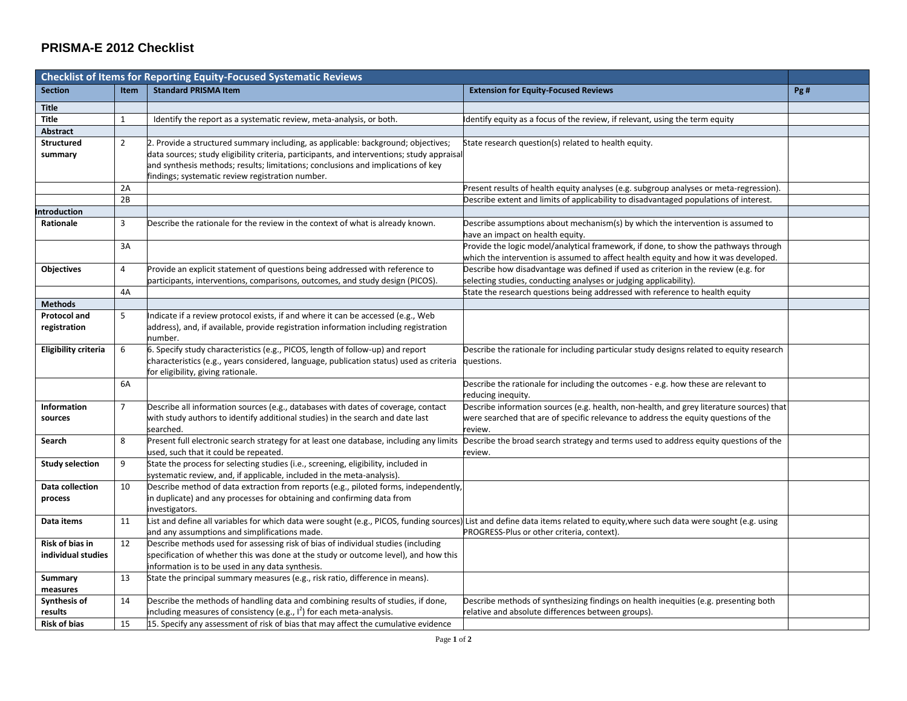# PRISMA-E 2012 Checklist

| Checklist of Items for Reporting Equity-Focused Systematic Reviews | | | | |
|---|---|---|---|---|
| **Section** | **Item** | **Standard PRISMA Item** | **Extension for Equity-Focused Reviews** | **Pg #** |
| **Title** | | | | |
| **Title** | 1 | Identify the report as a systematic review, meta-analysis, or both. | Identify equity as a focus of the review, if relevant, using the term equity | |
| **Abstract** | | | | |
| **Structured summary** | 2 | 2. Provide a structured summary including, as applicable: background; objectives; data sources; study eligibility criteria, participants, and interventions; study appraisal and synthesis methods; results; limitations; conclusions and implications of key findings; systematic review registration number. | State research question(s) related to health equity. | |
| | 2A | | Present results of health equity analyses (e.g. subgroup analyses or meta-regression). | |
| | 2B | | Describe extent and limits of applicability to disadvantaged populations of interest. | |
| **Introduction** | | | | |
| **Rationale** | 3 | Describe the rationale for the review in the context of what is already known. | Describe assumptions about mechanism(s) by which the intervention is assumed to have an impact on health equity. | |
| | 3A | | Provide the logic model/analytical framework, if done, to show the pathways through which the intervention is assumed to affect health equity and how it was developed. | |
| **Objectives** | 4 | Provide an explicit statement of questions being addressed with reference to participants, interventions, comparisons, outcomes, and study design (PICOS). | Describe how disadvantage was defined if used as criterion in the review (e.g. for selecting studies, conducting analyses or judging applicability). | |
| | 4A | | State the research questions being addressed with reference to health equity | |
| **Methods** | | | | |
| **Protocol and registration** | 5 | Indicate if a review protocol exists, if and where it can be accessed (e.g., Web address), and, if available, provide registration information including registration number. | | |
| **Eligibility criteria** | 6 | 6. Specify study characteristics (e.g., PICOS, length of follow-up) and report characteristics (e.g., years considered, language, publication status) used as criteria for eligibility, giving rationale. | Describe the rationale for including particular study designs related to equity research questions. | |
| | 6A | | Describe the rationale for including the outcomes - e.g. how these are relevant to reducing inequity. | |
| **Information sources** | 7 | Describe all information sources (e.g., databases with dates of coverage, contact with study authors to identify additional studies) in the search and date last searched. | Describe information sources (e.g. health, non-health, and grey literature sources) that were searched that are of specific relevance to address the equity questions of the review. | |
| **Search** | 8 | Present full electronic search strategy for at least one database, including any limits used, such that it could be repeated. | Describe the broad search strategy and terms used to address equity questions of the review. | |
| **Study selection** | 9 | State the process for selecting studies (i.e., screening, eligibility, included in systematic review, and, if applicable, included in the meta-analysis). | | |
| **Data collection process** | 10 | Describe method of data extraction from reports (e.g., piloted forms, independently, in duplicate) and any processes for obtaining and confirming data from investigators. | | |
| **Data items** | 11 | List and define all variables for which data were sought (e.g., PICOS, funding sources) and any assumptions and simplifications made. | List and define data items related to equity,where such data were sought (e.g. using PROGRESS-Plus or other criteria, context). | |
| **Risk of bias in individual studies** | 12 | Describe methods used for assessing risk of bias of individual studies (including specification of whether this was done at the study or outcome level), and how this information is to be used in any data synthesis. | | |
| **Summary measures** | 13 | State the principal summary measures (e.g., risk ratio, difference in means). | | |
| **Synthesis of results** | 14 | Describe the methods of handling data and combining results of studies, if done, including measures of consistency (e.g., $I^2$) for each meta-analysis. | Describe methods of synthesizing findings on health inequities (e.g. presenting both relative and absolute differences between groups). | |
| **Risk of bias** | 15 | 15. Specify any assessment of risk of bias that may affect the cumulative evidence | | |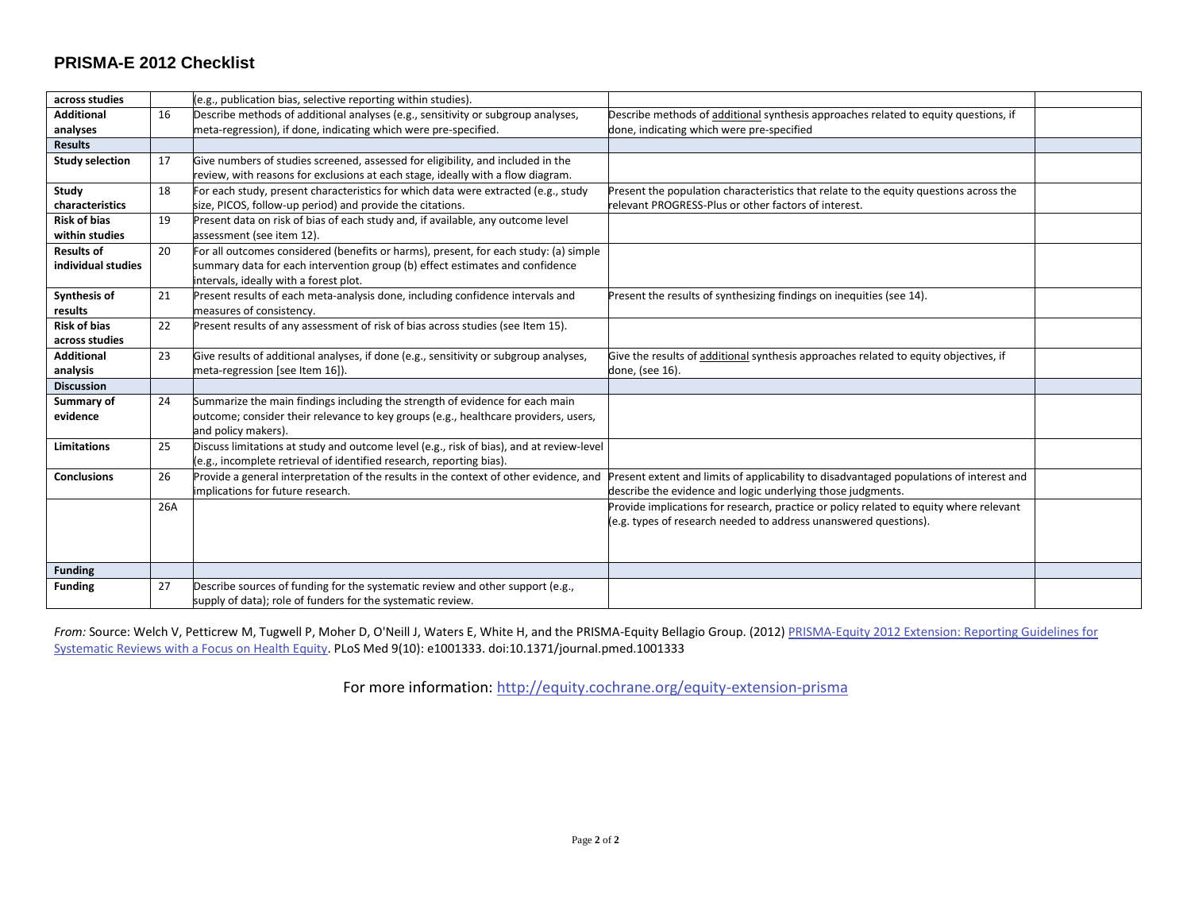## PRISMA-E 2012 Checklist

| | | | | |
|---|---|---|---|---|
| **across studies** | | (e.g., publication bias, selective reporting within studies). | | |
| **Additional analyses** | 16 | Describe methods of additional analyses (e.g., sensitivity or subgroup analyses, meta-regression), if done, indicating which were pre-specified. | Describe methods of additional synthesis approaches related to equity questions, if done, indicating which were pre-specified | |
| **Results** | | | | |
| **Study selection** | 17 | Give numbers of studies screened, assessed for eligibility, and included in the review, with reasons for exclusions at each stage, ideally with a flow diagram. | | |
| **Study characteristics** | 18 | For each study, present characteristics for which data were extracted (e.g., study size, PICOS, follow-up period) and provide the citations. | Present the population characteristics that relate to the equity questions across the relevant PROGRESS-Plus or other factors of interest. | |
| **Risk of bias within studies** | 19 | Present data on risk of bias of each study and, if available, any outcome level assessment (see item 12). | | |
| **Results of individual studies** | 20 | For all outcomes considered (benefits or harms), present, for each study: (a) simple summary data for each intervention group (b) effect estimates and confidence intervals, ideally with a forest plot. | | |
| **Synthesis of results** | 21 | Present results of each meta-analysis done, including confidence intervals and measures of consistency. | Present the results of synthesizing findings on inequities (see 14). | |
| **Risk of bias across studies** | 22 | Present results of any assessment of risk of bias across studies (see Item 15). | | |
| **Additional analysis** | 23 | Give results of additional analyses, if done (e.g., sensitivity or subgroup analyses, meta-regression [see Item 16]). | Give the results of additional synthesis approaches related to equity objectives, if done, (see 16). | |
| **Discussion** | | | | |
| **Summary of evidence** | 24 | Summarize the main findings including the strength of evidence for each main outcome; consider their relevance to key groups (e.g., healthcare providers, users, and policy makers). | | |
| **Limitations** | 25 | Discuss limitations at study and outcome level (e.g., risk of bias), and at review-level (e.g., incomplete retrieval of identified research, reporting bias). | | |
| **Conclusions** | 26 | Provide a general interpretation of the results in the context of other evidence, and implications for future research. | Present extent and limits of applicability to disadvantaged populations of interest and describe the evidence and logic underlying those judgments. | |
| | 26A | | Provide implications for research, practice or policy related to equity where relevant (e.g. types of research needed to address unanswered questions). | |
| **Funding** | | | | |
| **Funding** | 27 | Describe sources of funding for the systematic review and other support (e.g., supply of data); role of funders for the systematic review. | | |

*From:* Source: Welch V, Petticrew M, Tugwell P, Moher D, O'Neill J, Waters E, White H, and the PRISMA-Equity Bellagio Group. (2012) PRISMA-Equity 2012 Extension: Reporting Guidelines for Systematic Reviews with a Focus on Health Equity. PLoS Med 9(10): e1001333. doi:10.1371/journal.pmed.1001333

For more information: http://equity.cochrane.org/equity-extension-prisma